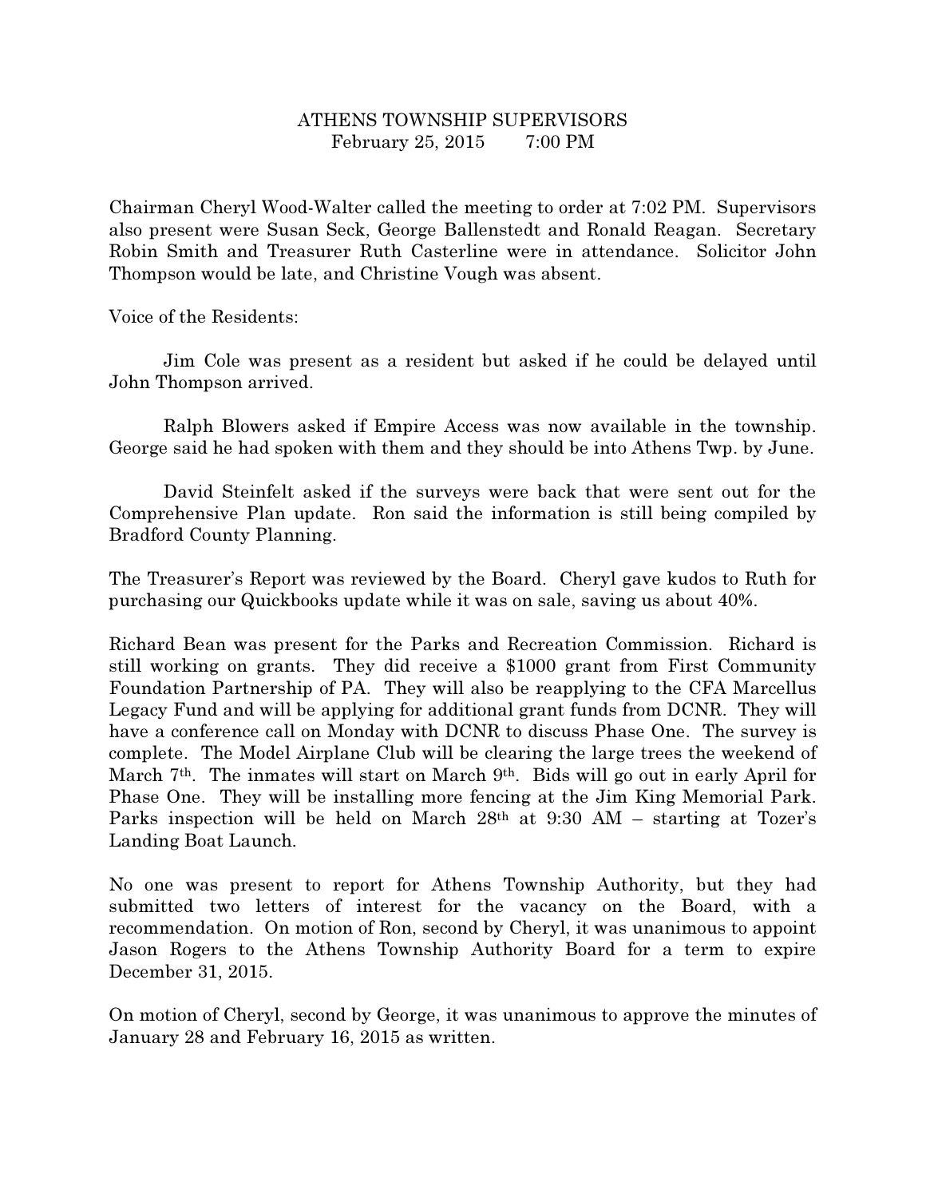# ATHENS TOWNSHIP SUPERVISORS

February 25, 2015 7:00 PM

Chairman Cheryl Wood-Walter called the meeting to order at 7:02 PM. Supervisors also present were Susan Seck, George Ballenstedt and Ronald Reagan. Secretary Robin Smith and Treasurer Ruth Casterline were in attendance. Solicitor John Thompson would be late, and Christine Vough was absent.

Voice of the Residents:

Jim Cole was present as a resident but asked if he could be delayed until John Thompson arrived.

Ralph Blowers asked if Empire Access was now available in the township. George said he had spoken with them and they should be into Athens Twp. by June.

David Steinfelt asked if the surveys were back that were sent out for the Comprehensive Plan update. Ron said the information is still being compiled by Bradford County Planning.

The Treasurer's Report was reviewed by the Board. Cheryl gave kudos to Ruth for purchasing our Quickbooks update while it was on sale, saving us about 40%.

Richard Bean was present for the Parks and Recreation Commission. Richard is still working on grants. They did receive a $1000 grant from First Community Foundation Partnership of PA. They will also be reapplying to the CFA Marcellus Legacy Fund and will be applying for additional grant funds from DCNR. They will have a conference call on Monday with DCNR to discuss Phase One. The survey is complete. The Model Airplane Club will be clearing the large trees the weekend of March 7th. The inmates will start on March 9th. Bids will go out in early April for Phase One. They will be installing more fencing at the Jim King Memorial Park. Parks inspection will be held on March 28th at 9:30 AM – starting at Tozer's Landing Boat Launch.

No one was present to report for Athens Township Authority, but they had submitted two letters of interest for the vacancy on the Board, with a recommendation. On motion of Ron, second by Cheryl, it was unanimous to appoint Jason Rogers to the Athens Township Authority Board for a term to expire December 31, 2015.

On motion of Cheryl, second by George, it was unanimous to approve the minutes of January 28 and February 16, 2015 as written.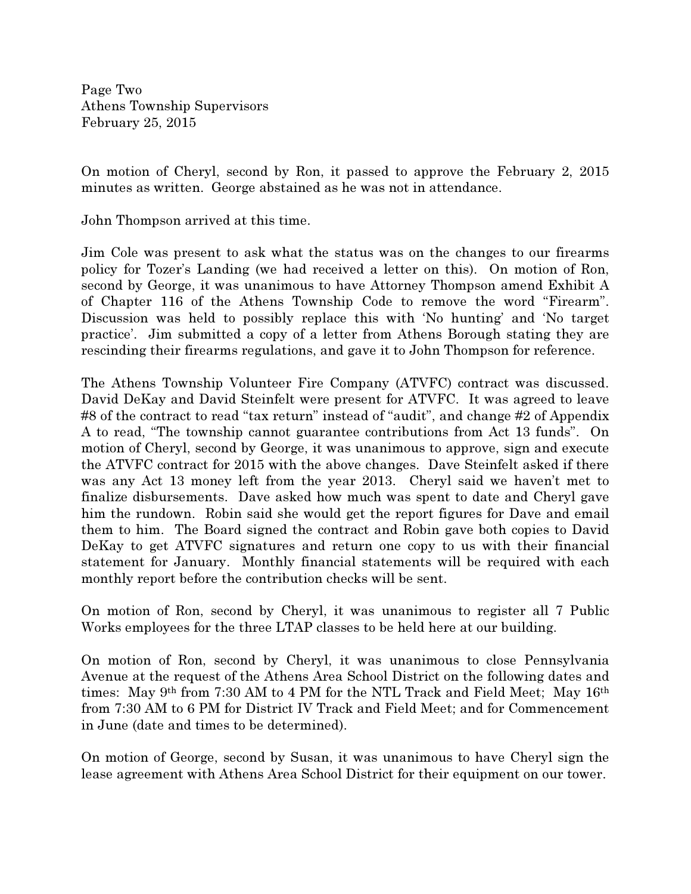On motion of Cheryl, second by Ron, it passed to approve the February 2, 2015 minutes as written. George abstained as he was not in attendance.

John Thompson arrived at this time.

Jim Cole was present to ask what the status was on the changes to our firearms policy for Tozer's Landing (we had received a letter on this). On motion of Ron, second by George, it was unanimous to have Attorney Thompson amend Exhibit A of Chapter 116 of the Athens Township Code to remove the word "Firearm". Discussion was held to possibly replace this with 'No hunting' and 'No target practice'. Jim submitted a copy of a letter from Athens Borough stating they are rescinding their firearms regulations, and gave it to John Thompson for reference.

The Athens Township Volunteer Fire Company (ATVFC) contract was discussed. David DeKay and David Steinfelt were present for ATVFC. It was agreed to leave #8 of the contract to read "tax return" instead of "audit", and change #2 of Appendix A to read, "The township cannot guarantee contributions from Act 13 funds". On motion of Cheryl, second by George, it was unanimous to approve, sign and execute the ATVFC contract for 2015 with the above changes. Dave Steinfelt asked if there was any Act 13 money left from the year 2013. Cheryl said we haven't met to finalize disbursements. Dave asked how much was spent to date and Cheryl gave him the rundown. Robin said she would get the report figures for Dave and email them to him. The Board signed the contract and Robin gave both copies to David DeKay to get ATVFC signatures and return one copy to us with their financial statement for January. Monthly financial statements will be required with each monthly report before the contribution checks will be sent.

On motion of Ron, second by Cheryl, it was unanimous to register all 7 Public Works employees for the three LTAP classes to be held here at our building.

On motion of Ron, second by Cheryl, it was unanimous to close Pennsylvania Avenue at the request of the Athens Area School District on the following dates and times: May 9th from 7:30 AM to 4 PM for the NTL Track and Field Meet; May 16th from 7:30 AM to 6 PM for District IV Track and Field Meet; and for Commencement in June (date and times to be determined).

On motion of George, second by Susan, it was unanimous to have Cheryl sign the lease agreement with Athens Area School District for their equipment on our tower.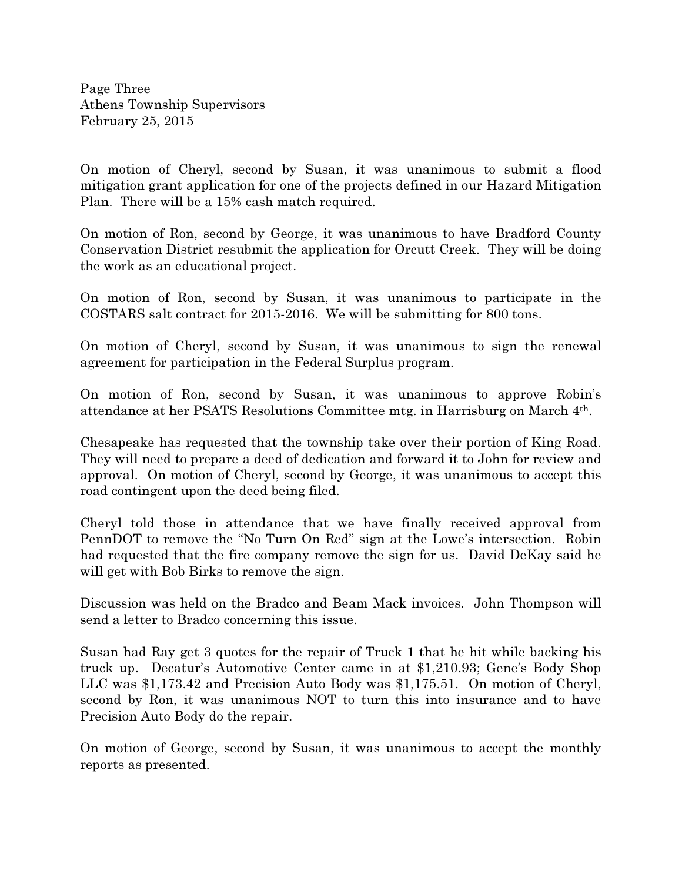On motion of Cheryl, second by Susan, it was unanimous to submit a flood mitigation grant application for one of the projects defined in our Hazard Mitigation Plan. There will be a 15% cash match required.

On motion of Ron, second by George, it was unanimous to have Bradford County Conservation District resubmit the application for Orcutt Creek. They will be doing the work as an educational project.

On motion of Ron, second by Susan, it was unanimous to participate in the COSTARS salt contract for 2015-2016. We will be submitting for 800 tons.

On motion of Cheryl, second by Susan, it was unanimous to sign the renewal agreement for participation in the Federal Surplus program.

On motion of Ron, second by Susan, it was unanimous to approve Robin's attendance at her PSATS Resolutions Committee mtg. in Harrisburg on March 4th.

Chesapeake has requested that the township take over their portion of King Road. They will need to prepare a deed of dedication and forward it to John for review and approval. On motion of Cheryl, second by George, it was unanimous to accept this road contingent upon the deed being filed.

Cheryl told those in attendance that we have finally received approval from PennDOT to remove the "No Turn On Red" sign at the Lowe's intersection. Robin had requested that the fire company remove the sign for us. David DeKay said he will get with Bob Birks to remove the sign.

Discussion was held on the Bradco and Beam Mack invoices. John Thompson will send a letter to Bradco concerning this issue.

Susan had Ray get 3 quotes for the repair of Truck 1 that he hit while backing his truck up. Decatur's Automotive Center came in at $1,210.93; Gene's Body Shop LLC was $1,173.42 and Precision Auto Body was $1,175.51. On motion of Cheryl, second by Ron, it was unanimous NOT to turn this into insurance and to have Precision Auto Body do the repair.

On motion of George, second by Susan, it was unanimous to accept the monthly reports as presented.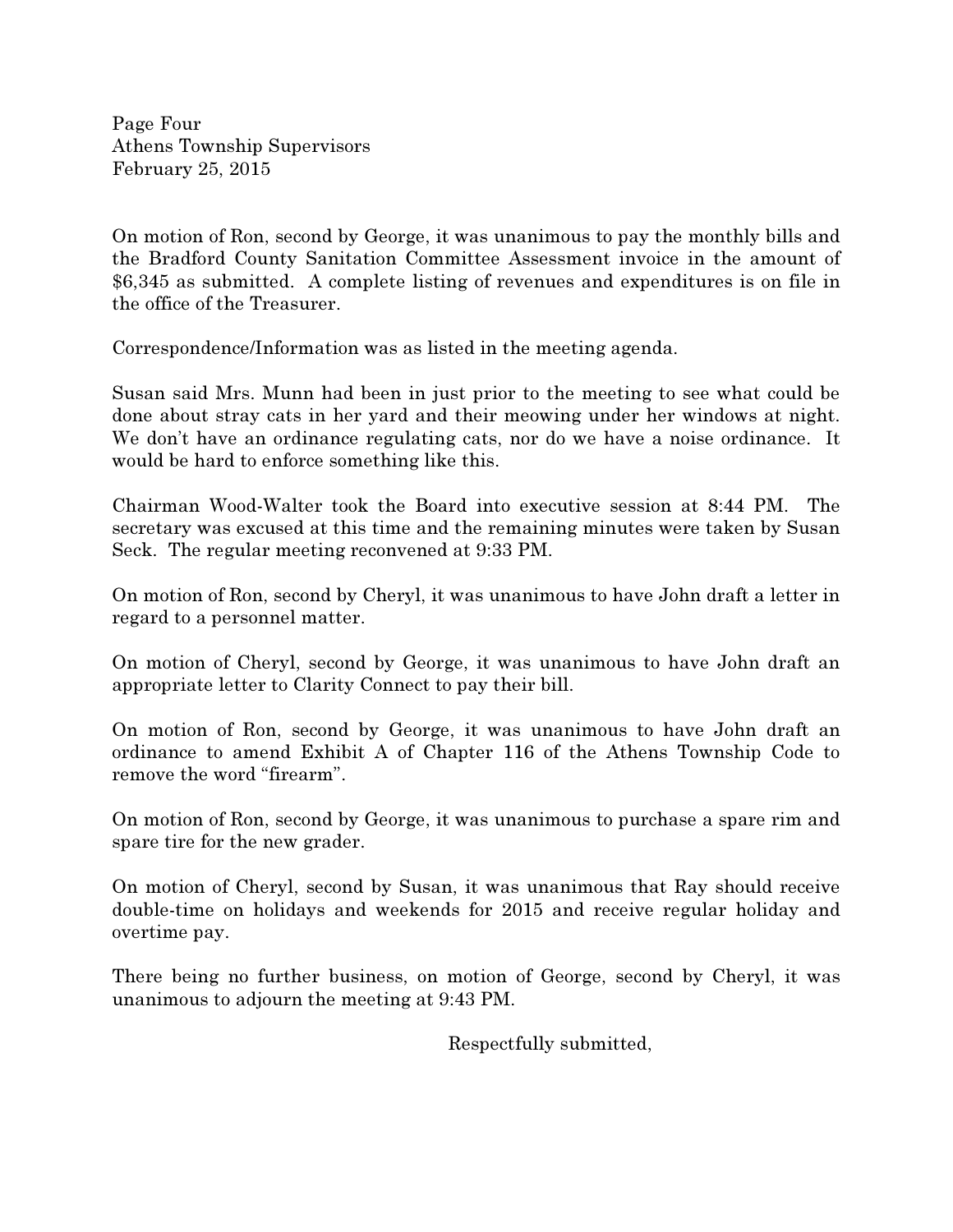On motion of Ron, second by George, it was unanimous to pay the monthly bills and the Bradford County Sanitation Committee Assessment invoice in the amount of $6,345 as submitted. A complete listing of revenues and expenditures is on file in the office of the Treasurer.

Correspondence/Information was as listed in the meeting agenda.

Susan said Mrs. Munn had been in just prior to the meeting to see what could be done about stray cats in her yard and their meowing under her windows at night. We don't have an ordinance regulating cats, nor do we have a noise ordinance. It would be hard to enforce something like this.

Chairman Wood-Walter took the Board into executive session at 8:44 PM. The secretary was excused at this time and the remaining minutes were taken by Susan Seck. The regular meeting reconvened at 9:33 PM.

On motion of Ron, second by Cheryl, it was unanimous to have John draft a letter in regard to a personnel matter.

On motion of Cheryl, second by George, it was unanimous to have John draft an appropriate letter to Clarity Connect to pay their bill.

On motion of Ron, second by George, it was unanimous to have John draft an ordinance to amend Exhibit A of Chapter 116 of the Athens Township Code to remove the word "firearm".

On motion of Ron, second by George, it was unanimous to purchase a spare rim and spare tire for the new grader.

On motion of Cheryl, second by Susan, it was unanimous that Ray should receive double-time on holidays and weekends for 2015 and receive regular holiday and overtime pay.

There being no further business, on motion of George, second by Cheryl, it was unanimous to adjourn the meeting at 9:43 PM.

Respectfully submitted,